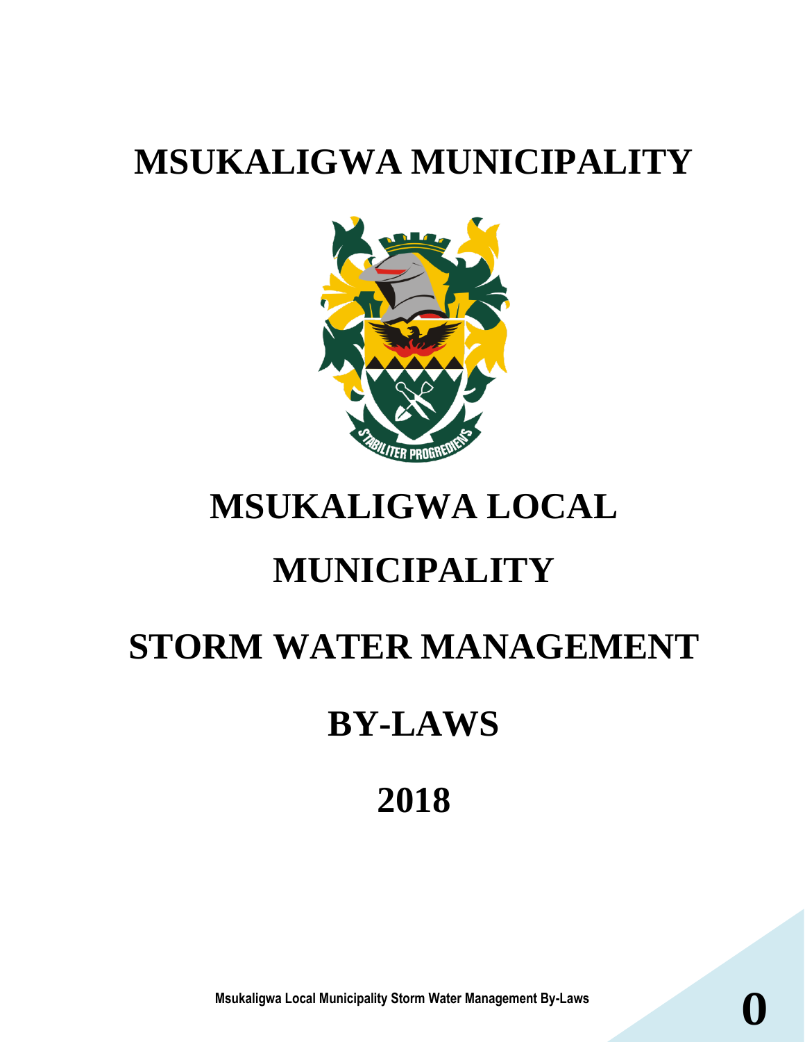# MSUKALIGWA MUNICIPALITY

# MSUKALIGWA LOCAL MUNICIPALITY

# STORM WATER MANAGEMENT

# BY-LAWS

# 2018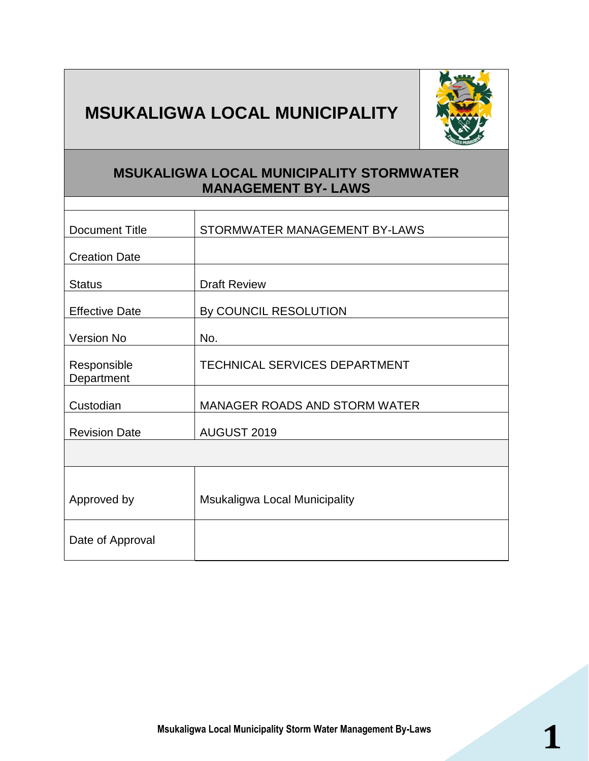# MSUKALIGWA LOCAL MUNICIPALITY

## MSUKALIGWA LOCAL MUNICIPALITY STORMWATER MANAGEMENT BY- LAWS

| | |
|---|---|
| Document Title | STORMWATER MANAGEMENT BY-LAWS |
| Creation Date | |
| Status | Draft Review |
| Effective Date | By COUNCIL RESOLUTION |
| Version No | No. |
| Responsible Department | TECHNICAL SERVICES DEPARTMENT |
| Custodian | MANAGER ROADS AND STORM WATER |
| Revision Date | AUGUST 2019 |
| | |
| Approved by | Msukaligwa Local Municipality |
| Date of Approval | |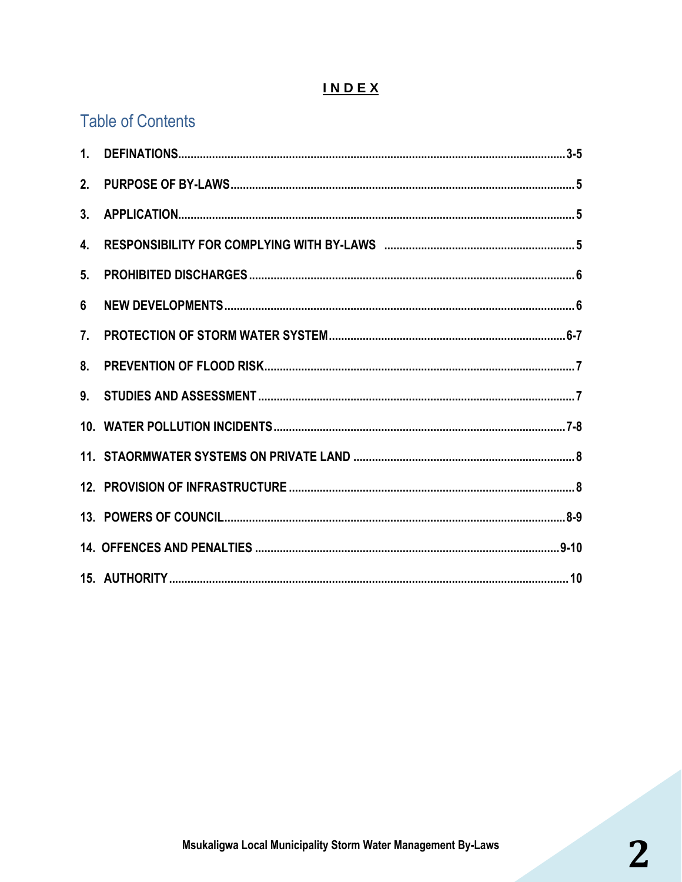# INDEX

## Table of Contents

1. DEFINATIONS........................................3-5
2. PURPOSE OF BY-LAWS........................................5
3. APPLICATION........................................5
4. RESPONSIBILITY FOR COMPLYING WITH BY-LAWS ........................................5
5. PROHIBITED DISCHARGES........................................6
6 NEW DEVELOPMENTS........................................6
7. PROTECTION OF STORM WATER SYSTEM........................................6-7
8. PREVENTION OF FLOOD RISK........................................7
9. STUDIES AND ASSESSMENT........................................7
10. WATER POLLUTION INCIDENTS........................................7-8
11. STAORMWATER SYSTEMS ON PRIVATE LAND ........................................8
12. PROVISION OF INFRASTRUCTURE ........................................8
13. POWERS OF COUNCIL........................................8-9
14. OFFENCES AND PENALTIES ........................................9-10
15. AUTHORITY........................................10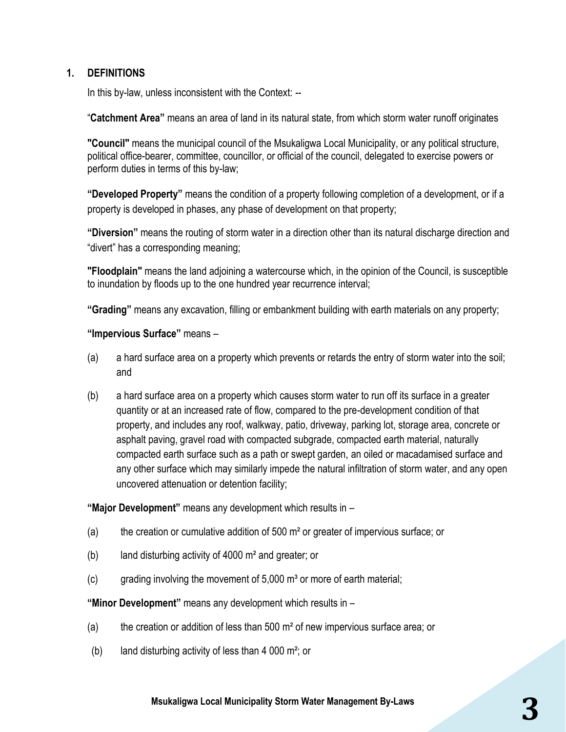## 1. DEFINITIONS

In this by-law, unless inconsistent with the Context: --

"**Catchment Area"** means an area of land in its natural state, from which storm water runoff originates

**"Council"** means the municipal council of the Msukaligwa Local Municipality, or any political structure, political office-bearer, committee, councillor, or official of the council, delegated to exercise powers or perform duties in terms of this by-law;

**"Developed Property"** means the condition of a property following completion of a development, or if a property is developed in phases, any phase of development on that property;

**"Diversion"** means the routing of storm water in a direction other than its natural discharge direction and "divert" has a corresponding meaning;

**"Floodplain"** means the land adjoining a watercourse which, in the opinion of the Council, is susceptible to inundation by floods up to the one hundred year recurrence interval;

**"Grading"** means any excavation, filling or embankment building with earth materials on any property;

**"Impervious Surface"** means –

(a) a hard surface area on a property which prevents or retards the entry of storm water into the soil; and

(b) a hard surface area on a property which causes storm water to run off its surface in a greater quantity or at an increased rate of flow, compared to the pre-development condition of that property, and includes any roof, walkway, patio, driveway, parking lot, storage area, concrete or asphalt paving, gravel road with compacted subgrade, compacted earth material, naturally compacted earth surface such as a path or swept garden, an oiled or macadamised surface and any other surface which may similarly impede the natural infiltration of storm water, and any open uncovered attenuation or detention facility;

**"Major Development"** means any development which results in –

(a) the creation or cumulative addition of 500 m² or greater of impervious surface; or

(b) land disturbing activity of 4000 m² and greater; or

(c) grading involving the movement of 5,000 m³ or more of earth material;

**"Minor Development"** means any development which results in –

(a) the creation or addition of less than 500 m² of new impervious surface area; or

(b) land disturbing activity of less than 4 000 m²; or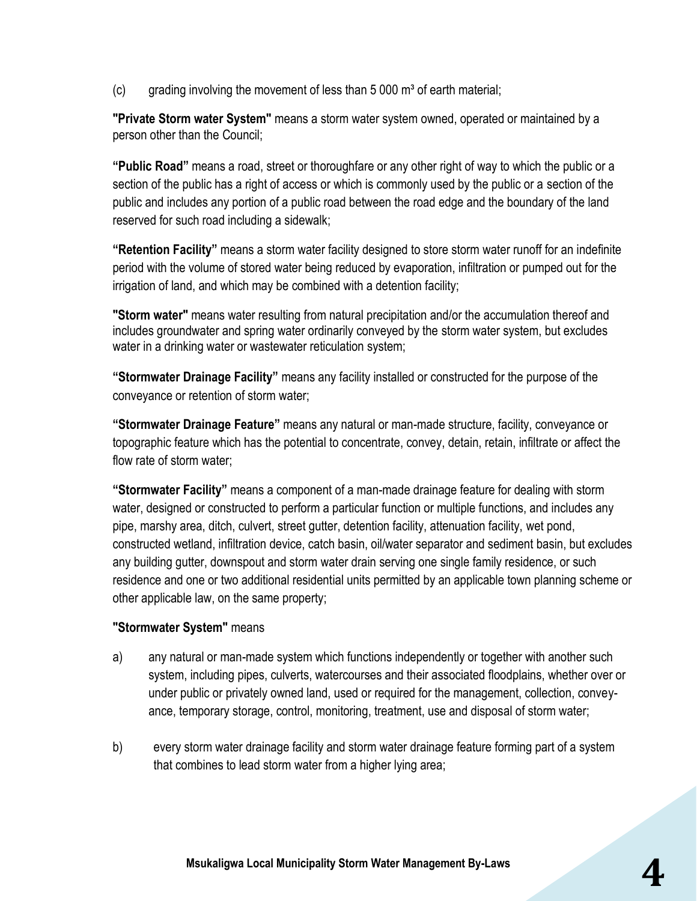(c) grading involving the movement of less than 5 000 m³ of earth material;

**"Private Storm water System"** means a storm water system owned, operated or maintained by a person other than the Council;

**"Public Road"** means a road, street or thoroughfare or any other right of way to which the public or a section of the public has a right of access or which is commonly used by the public or a section of the public and includes any portion of a public road between the road edge and the boundary of the land reserved for such road including a sidewalk;

**"Retention Facility"** means a storm water facility designed to store storm water runoff for an indefinite period with the volume of stored water being reduced by evaporation, infiltration or pumped out for the irrigation of land, and which may be combined with a detention facility;

**"Storm water"** means water resulting from natural precipitation and/or the accumulation thereof and includes groundwater and spring water ordinarily conveyed by the storm water system, but excludes water in a drinking water or wastewater reticulation system;

**"Stormwater Drainage Facility"** means any facility installed or constructed for the purpose of the conveyance or retention of storm water;

**"Stormwater Drainage Feature"** means any natural or man-made structure, facility, conveyance or topographic feature which has the potential to concentrate, convey, detain, retain, infiltrate or affect the flow rate of storm water;

**"Stormwater Facility"** means a component of a man-made drainage feature for dealing with storm water, designed or constructed to perform a particular function or multiple functions, and includes any pipe, marshy area, ditch, culvert, street gutter, detention facility, attenuation facility, wet pond, constructed wetland, infiltration device, catch basin, oil/water separator and sediment basin, but excludes any building gutter, downspout and storm water drain serving one single family residence, or such residence and one or two additional residential units permitted by an applicable town planning scheme or other applicable law, on the same property;

**"Stormwater System"** means

a) any natural or man-made system which functions independently or together with another such system, including pipes, culverts, watercourses and their associated floodplains, whether over or under public or privately owned land, used or required for the management, collection, conveyance, temporary storage, control, monitoring, treatment, use and disposal of storm water;

b) every storm water drainage facility and storm water drainage feature forming part of a system that combines to lead storm water from a higher lying area;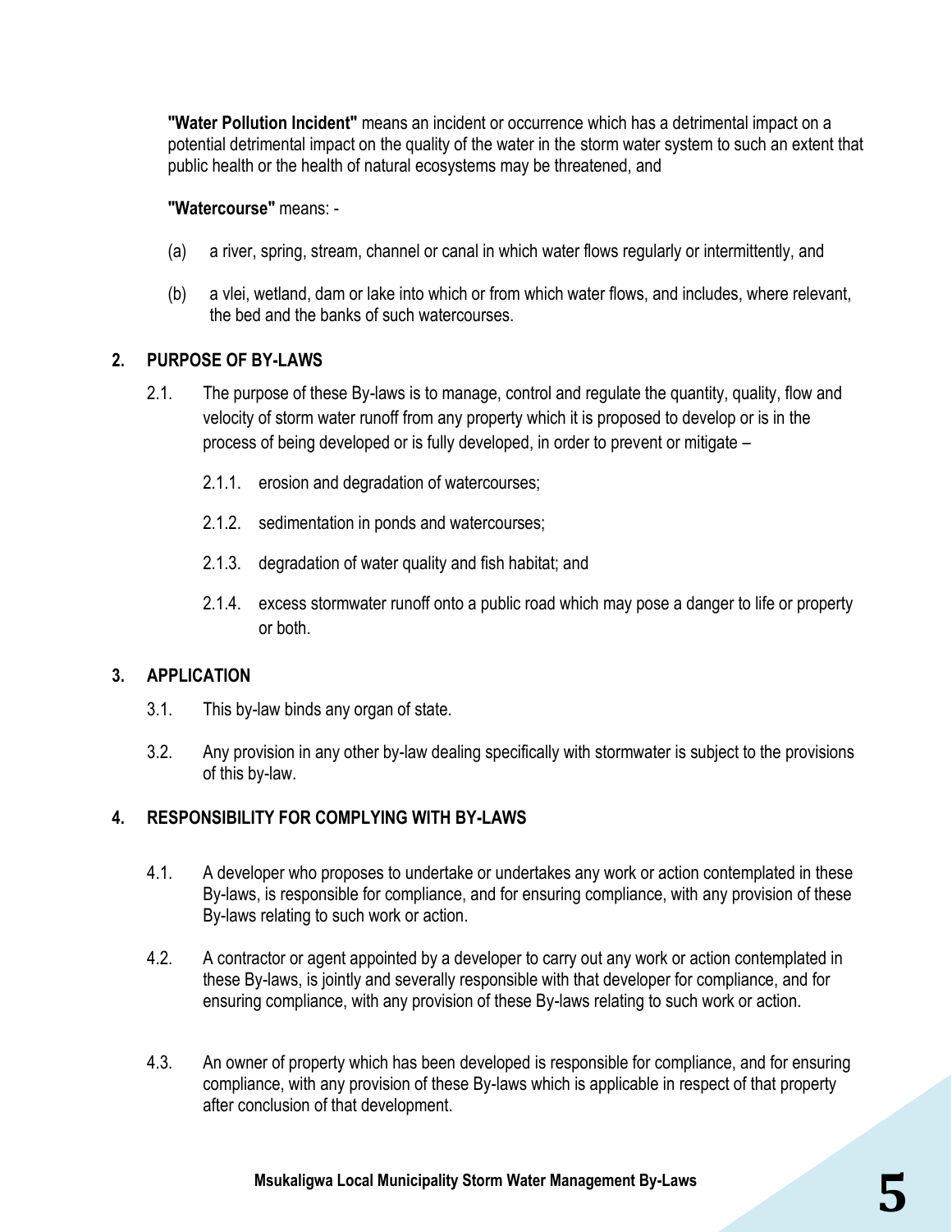**"Water Pollution Incident"** means an incident or occurrence which has a detrimental impact on a potential detrimental impact on the quality of the water in the storm water system to such an extent that public health or the health of natural ecosystems may be threatened, and

**"Watercourse"** means: -

(a) a river, spring, stream, channel or canal in which water flows regularly or intermittently, and

(b) a vlei, wetland, dam or lake into which or from which water flows, and includes, where relevant, the bed and the banks of such watercourses.

## 2. PURPOSE OF BY-LAWS

2.1. The purpose of these By-laws is to manage, control and regulate the quantity, quality, flow and velocity of storm water runoff from any property which it is proposed to develop or is in the process of being developed or is fully developed, in order to prevent or mitigate –

2.1.1. erosion and degradation of watercourses;

2.1.2. sedimentation in ponds and watercourses;

2.1.3. degradation of water quality and fish habitat; and

2.1.4. excess stormwater runoff onto a public road which may pose a danger to life or property or both.

## 3. APPLICATION

3.1. This by-law binds any organ of state.

3.2. Any provision in any other by-law dealing specifically with stormwater is subject to the provisions of this by-law.

## 4. RESPONSIBILITY FOR COMPLYING WITH BY-LAWS

4.1. A developer who proposes to undertake or undertakes any work or action contemplated in these By-laws, is responsible for compliance, and for ensuring compliance, with any provision of these By-laws relating to such work or action.

4.2. A contractor or agent appointed by a developer to carry out any work or action contemplated in these By-laws, is jointly and severally responsible with that developer for compliance, and for ensuring compliance, with any provision of these By-laws relating to such work or action.

4.3. An owner of property which has been developed is responsible for compliance, and for ensuring compliance, with any provision of these By-laws which is applicable in respect of that property after conclusion of that development.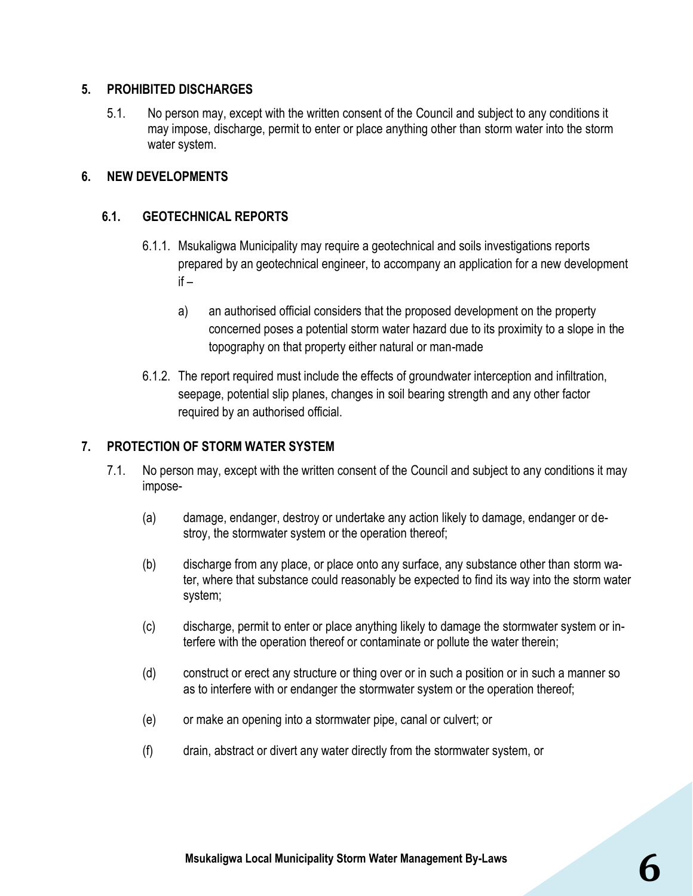## 5. PROHIBITED DISCHARGES

5.1. No person may, except with the written consent of the Council and subject to any conditions it may impose, discharge, permit to enter or place anything other than storm water into the storm water system.

## 6. NEW DEVELOPMENTS

### 6.1. GEOTECHNICAL REPORTS

6.1.1. Msukaligwa Municipality may require a geotechnical and soils investigations reports prepared by an geotechnical engineer, to accompany an application for a new development if –

a) an authorised official considers that the proposed development on the property concerned poses a potential storm water hazard due to its proximity to a slope in the topography on that property either natural or man-made

6.1.2. The report required must include the effects of groundwater interception and infiltration, seepage, potential slip planes, changes in soil bearing strength and any other factor required by an authorised official.

## 7. PROTECTION OF STORM WATER SYSTEM

7.1. No person may, except with the written consent of the Council and subject to any conditions it may impose-

(a) damage, endanger, destroy or undertake any action likely to damage, endanger or destroy, the stormwater system or the operation thereof;

(b) discharge from any place, or place onto any surface, any substance other than storm water, where that substance could reasonably be expected to find its way into the storm water system;

(c) discharge, permit to enter or place anything likely to damage the stormwater system or interfere with the operation thereof or contaminate or pollute the water therein;

(d) construct or erect any structure or thing over or in such a position or in such a manner so as to interfere with or endanger the stormwater system or the operation thereof;

(e) or make an opening into a stormwater pipe, canal or culvert; or

(f) drain, abstract or divert any water directly from the stormwater system, or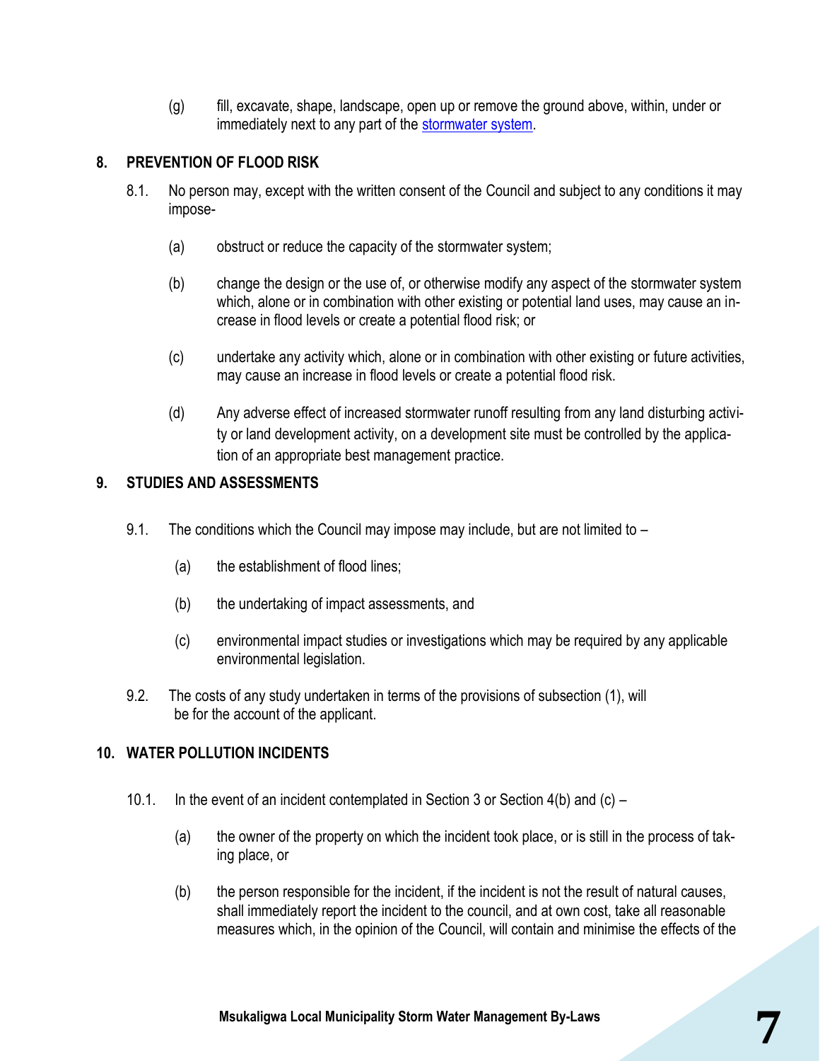(g) fill, excavate, shape, landscape, open up or remove the ground above, within, under or immediately next to any part of the [stormwater system](#).

## 8. PREVENTION OF FLOOD RISK

8.1. No person may, except with the written consent of the Council and subject to any conditions it may impose-

(a) obstruct or reduce the capacity of the stormwater system;

(b) change the design or the use of, or otherwise modify any aspect of the stormwater system which, alone or in combination with other existing or potential land uses, may cause an increase in flood levels or create a potential flood risk; or

(c) undertake any activity which, alone or in combination with other existing or future activities, may cause an increase in flood levels or create a potential flood risk.

(d) Any adverse effect of increased stormwater runoff resulting from any land disturbing activity or land development activity, on a development site must be controlled by the application of an appropriate best management practice.

## 9. STUDIES AND ASSESSMENTS

9.1. The conditions which the Council may impose may include, but are not limited to –

(a) the establishment of flood lines;

(b) the undertaking of impact assessments, and

(c) environmental impact studies or investigations which may be required by any applicable environmental legislation.

9.2. The costs of any study undertaken in terms of the provisions of subsection (1), will be for the account of the applicant.

## 10. WATER POLLUTION INCIDENTS

10.1. In the event of an incident contemplated in Section 3 or Section 4(b) and (c) –

(a) the owner of the property on which the incident took place, or is still in the process of taking place, or

(b) the person responsible for the incident, if the incident is not the result of natural causes, shall immediately report the incident to the council, and at own cost, take all reasonable measures which, in the opinion of the Council, will contain and minimise the effects of the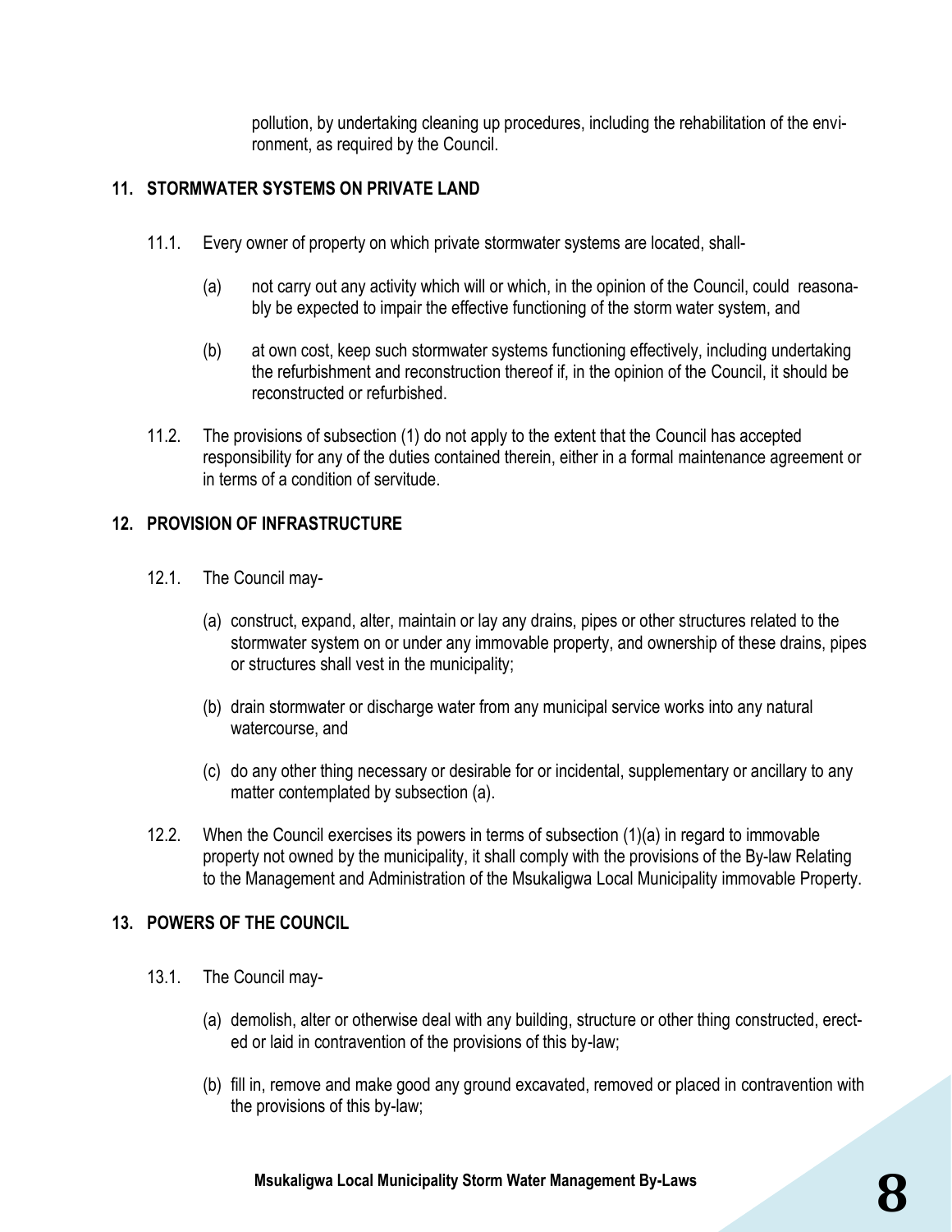pollution, by undertaking cleaning up procedures, including the rehabilitation of the environment, as required by the Council.

## 11. STORMWATER SYSTEMS ON PRIVATE LAND

11.1. Every owner of property on which private stormwater systems are located, shall-

(a) not carry out any activity which will or which, in the opinion of the Council, could reasonably be expected to impair the effective functioning of the storm water system, and

(b) at own cost, keep such stormwater systems functioning effectively, including undertaking the refurbishment and reconstruction thereof if, in the opinion of the Council, it should be reconstructed or refurbished.

11.2. The provisions of subsection (1) do not apply to the extent that the Council has accepted responsibility for any of the duties contained therein, either in a formal maintenance agreement or in terms of a condition of servitude.

## 12. PROVISION OF INFRASTRUCTURE

12.1. The Council may-

(a) construct, expand, alter, maintain or lay any drains, pipes or other structures related to the stormwater system on or under any immovable property, and ownership of these drains, pipes or structures shall vest in the municipality;

(b) drain stormwater or discharge water from any municipal service works into any natural watercourse, and

(c) do any other thing necessary or desirable for or incidental, supplementary or ancillary to any matter contemplated by subsection (a).

12.2. When the Council exercises its powers in terms of subsection (1)(a) in regard to immovable property not owned by the municipality, it shall comply with the provisions of the By-law Relating to the Management and Administration of the Msukaligwa Local Municipality immovable Property.

## 13. POWERS OF THE COUNCIL

13.1. The Council may-

(a) demolish, alter or otherwise deal with any building, structure or other thing constructed, erected or laid in contravention of the provisions of this by-law;

(b) fill in, remove and make good any ground excavated, removed or placed in contravention with the provisions of this by-law;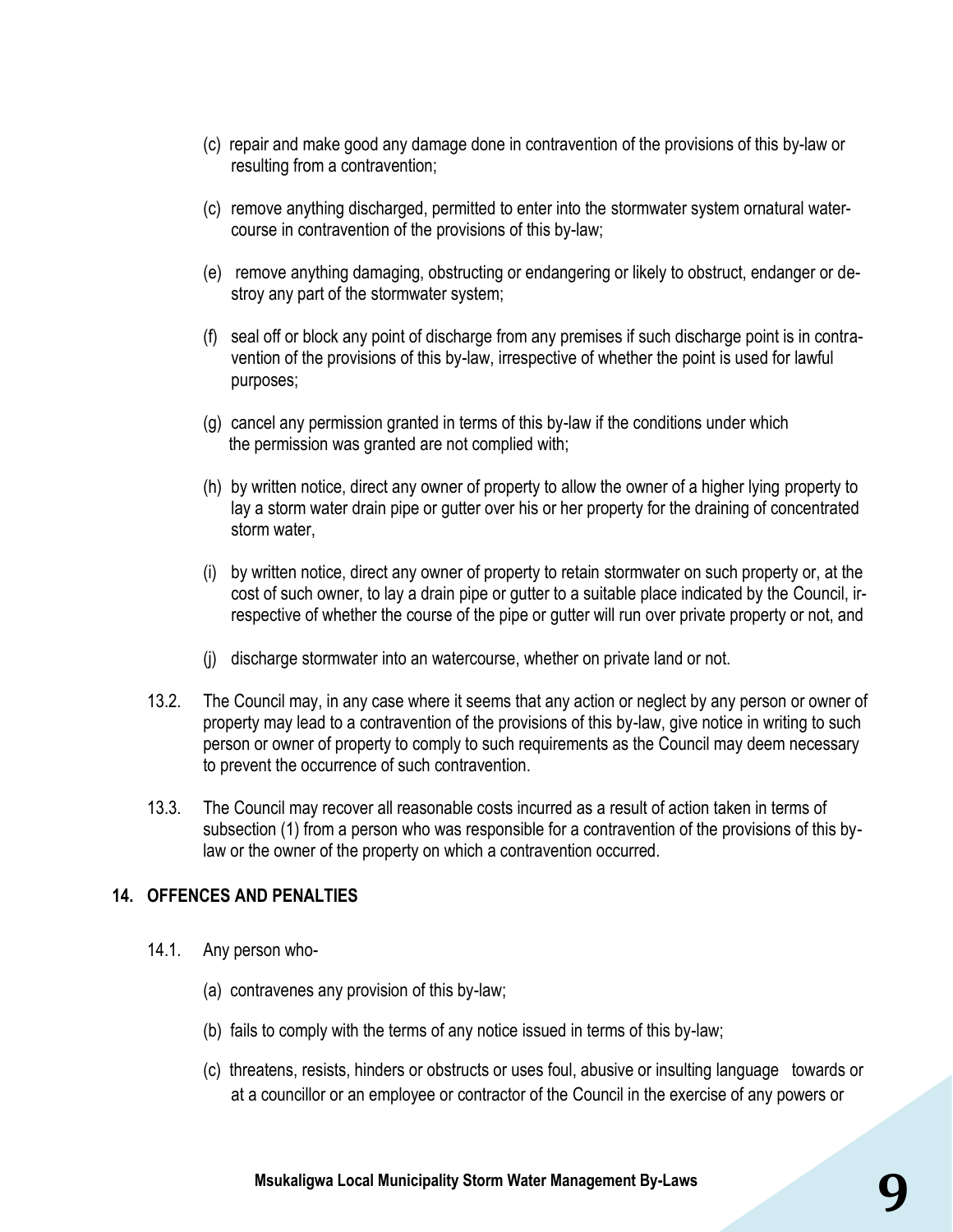(c) repair and make good any damage done in contravention of the provisions of this by-law or resulting from a contravention;

(c) remove anything discharged, permitted to enter into the stormwater system ornatural water-course in contravention of the provisions of this by-law;

(e) remove anything damaging, obstructing or endangering or likely to obstruct, endanger or destroy any part of the stormwater system;

(f) seal off or block any point of discharge from any premises if such discharge point is in contravention of the provisions of this by-law, irrespective of whether the point is used for lawful purposes;

(g) cancel any permission granted in terms of this by-law if the conditions under which the permission was granted are not complied with;

(h) by written notice, direct any owner of property to allow the owner of a higher lying property to lay a storm water drain pipe or gutter over his or her property for the draining of concentrated storm water,

(i) by written notice, direct any owner of property to retain stormwater on such property or, at the cost of such owner, to lay a drain pipe or gutter to a suitable place indicated by the Council, irrespective of whether the course of the pipe or gutter will run over private property or not, and

(j) discharge stormwater into an watercourse, whether on private land or not.

13.2. The Council may, in any case where it seems that any action or neglect by any person or owner of property may lead to a contravention of the provisions of this by-law, give notice in writing to such person or owner of property to comply to such requirements as the Council may deem necessary to prevent the occurrence of such contravention.

13.3. The Council may recover all reasonable costs incurred as a result of action taken in terms of subsection (1) from a person who was responsible for a contravention of the provisions of this by-law or the owner of the property on which a contravention occurred.

## 14. OFFENCES AND PENALTIES

14.1. Any person who-

(a) contravenes any provision of this by-law;

(b) fails to comply with the terms of any notice issued in terms of this by-law;

(c) threatens, resists, hinders or obstructs or uses foul, abusive or insulting language towards or at a councillor or an employee or contractor of the Council in the exercise of any powers or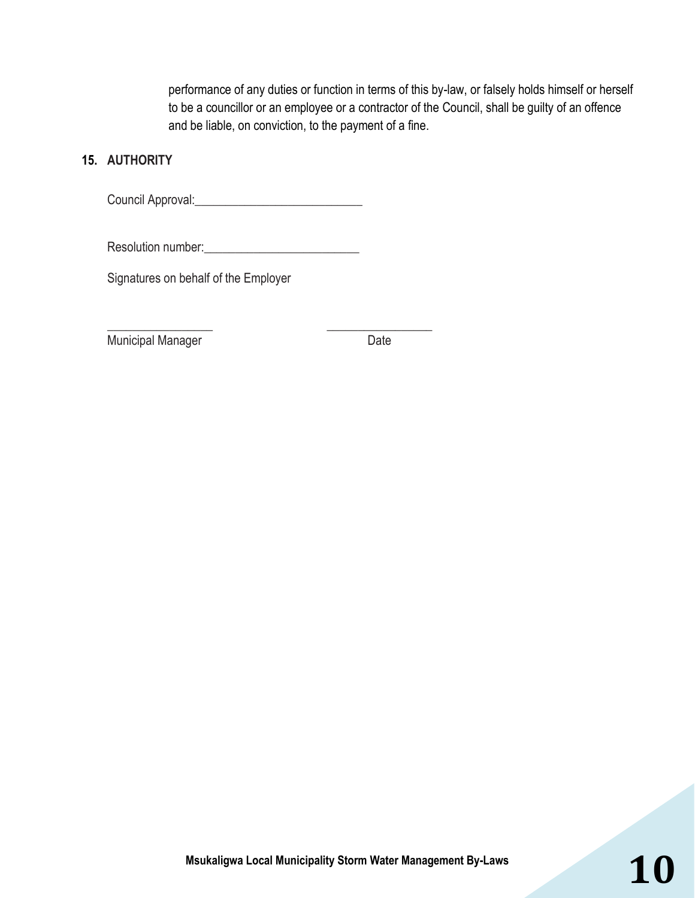performance of any duties or function in terms of this by-law, or falsely holds himself or herself to be a councillor or an employee or a contractor of the Council, shall be guilty of an offence and be liable, on conviction, to the payment of a fine.

## 15. AUTHORITY

Council Approval:___________________________

Resolution number:_________________________

Signatures on behalf of the Employer

_________________                                        _________________

Municipal Manager                                        Date